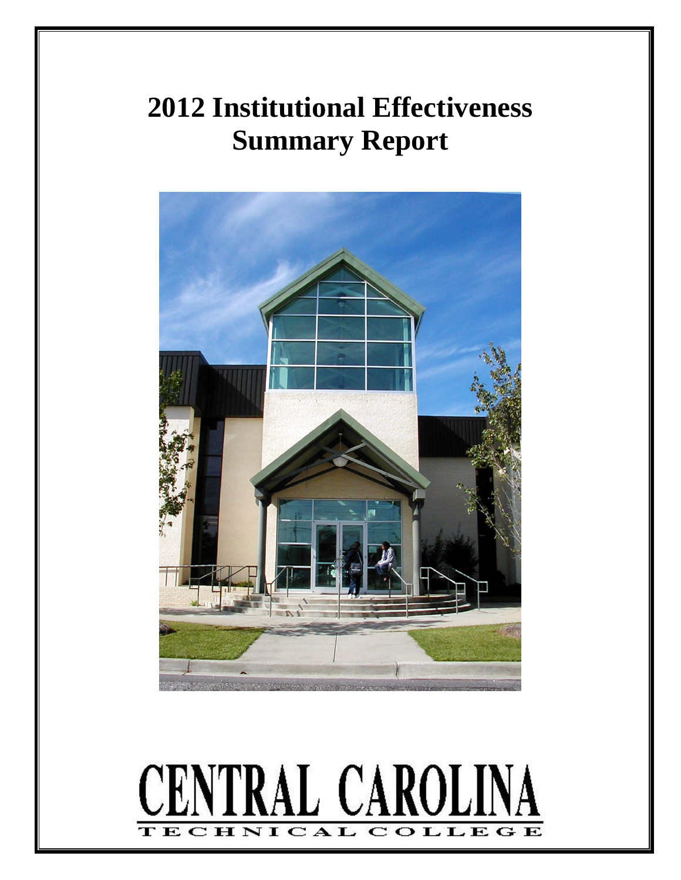# 2012 Institutional Effectiveness Summary Report

CENTRAL CAROLINA

TECHNICAL COLLEGE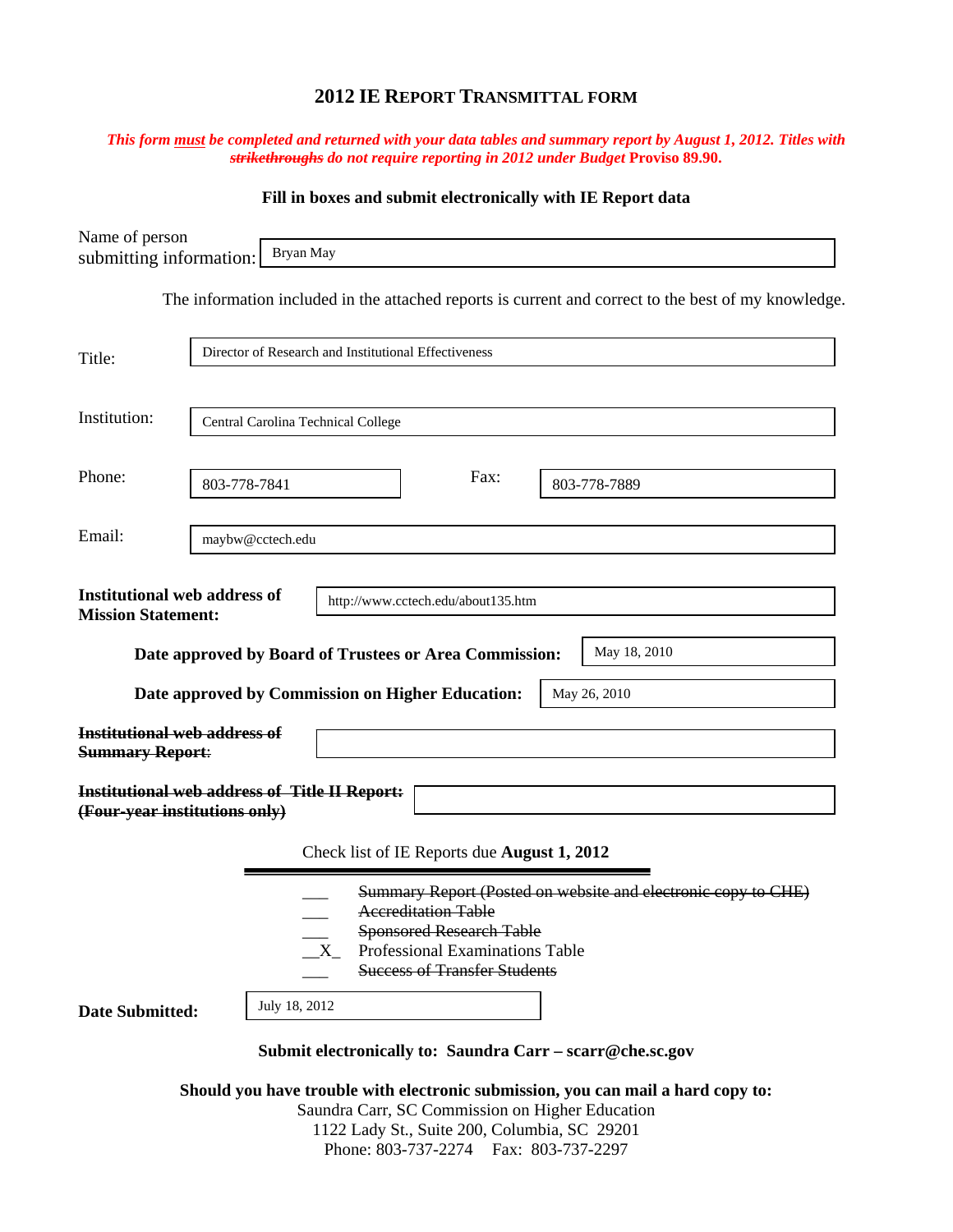# 2012 IE REPORT TRANSMITTAL FORM

*This form must be completed and returned with your data tables and summary report by August 1, 2012. Titles with ~~strikethroughs~~ do not require reporting in 2012 under Budget* **Proviso 89.90.**

**Fill in boxes and submit electronically with IE Report data**

Name of person submitting information: Bryan May

The information included in the attached reports is current and correct to the best of my knowledge.

Title: Director of Research and Institutional Effectiveness

Institution: Central Carolina Technical College

Phone: 803-778-7841 Fax: 803-778-7889

Email: maybw@cctech.edu

**Institutional web address of Mission Statement:** http://www.cctech.edu/about135.htm

**Date approved by Board of Trustees or Area Commission:** May 18, 2010

**Date approved by Commission on Higher Education:** May 26, 2010

~~**Institutional web address of Summary Report**~~:

~~**Institutional web address of Title II Report: (Four-year institutions only)**~~

Check list of IE Reports due **August 1, 2012**

- ___ ~~Summary Report (Posted on website and electronic copy to CHE)~~
- ___ ~~Accreditation Table~~
- ___ ~~Sponsored Research Table~~
- __X_ Professional Examinations Table
- ___ ~~Success of Transfer Students~~

**Date Submitted:** July 18, 2012

**Submit electronically to: Saundra Carr – scarr@che.sc.gov**

**Should you have trouble with electronic submission, you can mail a hard copy to:**
Saundra Carr, SC Commission on Higher Education
1122 Lady St., Suite 200, Columbia, SC 29201
Phone: 803-737-2274 Fax: 803-737-2297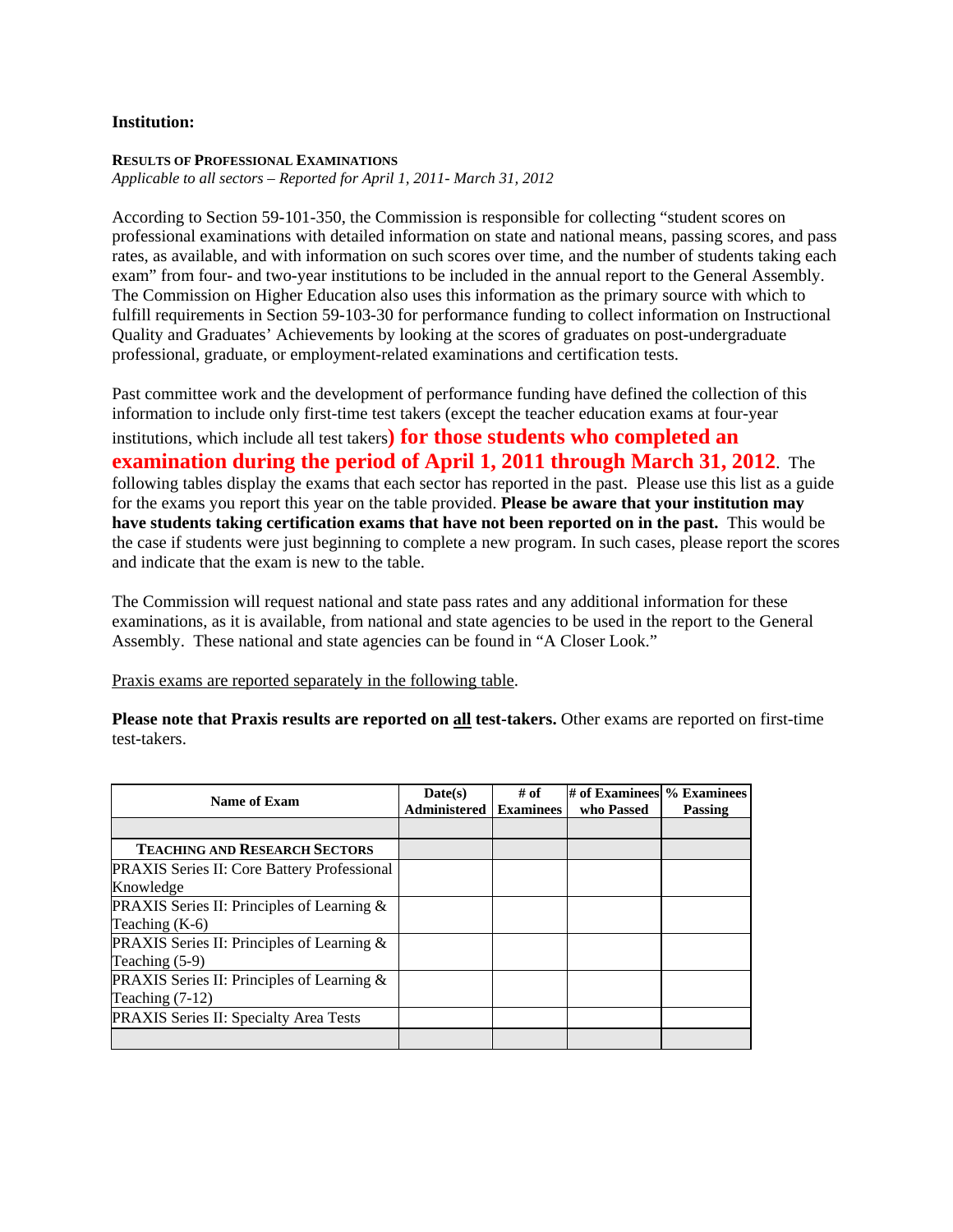**Institution:**

**RESULTS OF PROFESSIONAL EXAMINATIONS**
*Applicable to all sectors – Reported for April 1, 2011- March 31, 2012*

According to Section 59-101-350, the Commission is responsible for collecting "student scores on professional examinations with detailed information on state and national means, passing scores, and pass rates, as available, and with information on such scores over time, and the number of students taking each exam" from four- and two-year institutions to be included in the annual report to the General Assembly. The Commission on Higher Education also uses this information as the primary source with which to fulfill requirements in Section 59-103-30 for performance funding to collect information on Instructional Quality and Graduates' Achievements by looking at the scores of graduates on post-undergraduate professional, graduate, or employment-related examinations and certification tests.

Past committee work and the development of performance funding have defined the collection of this information to include only first-time test takers (except the teacher education exams at four-year institutions, which include all test takers) **for those students who completed an examination during the period of April 1, 2011 through March 31, 2012**. The following tables display the exams that each sector has reported in the past. Please use this list as a guide for the exams you report this year on the table provided. **Please be aware that your institution may have students taking certification exams that have not been reported on in the past.** This would be the case if students were just beginning to complete a new program. In such cases, please report the scores and indicate that the exam is new to the table.

The Commission will request national and state pass rates and any additional information for these examinations, as it is available, from national and state agencies to be used in the report to the General Assembly. These national and state agencies can be found in "A Closer Look."

Praxis exams are reported separately in the following table.

**Please note that Praxis results are reported on all test-takers.** Other exams are reported on first-time test-takers.

| Name of Exam | Date(s) Administered | # of Examinees | # of Examinees who Passed | % Examinees Passing |
|---|---|---|---|---|
| | | | | |
| **TEACHING AND RESEARCH SECTORS** | | | | |
| PRAXIS Series II: Core Battery Professional Knowledge | | | | |
| PRAXIS Series II: Principles of Learning & Teaching (K-6) | | | | |
| PRAXIS Series II: Principles of Learning & Teaching (5-9) | | | | |
| PRAXIS Series II: Principles of Learning & Teaching (7-12) | | | | |
| PRAXIS Series II: Specialty Area Tests | | | | |
| | | | | |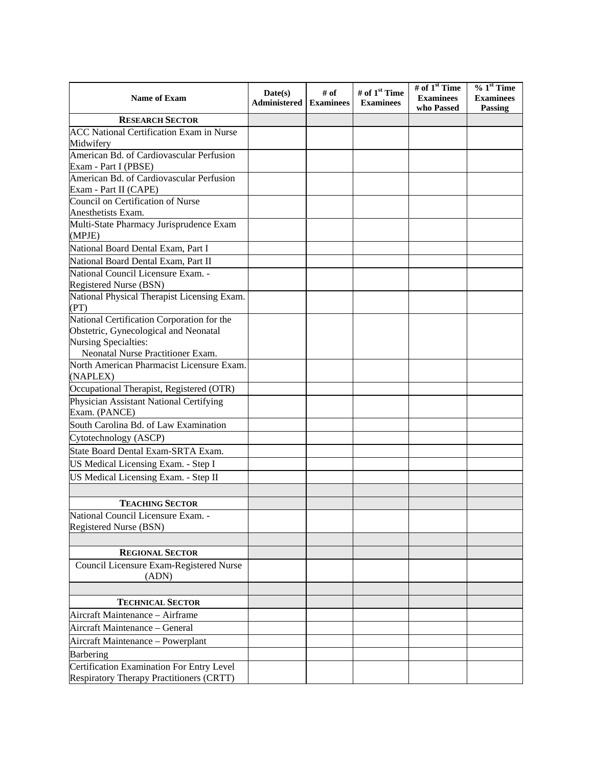| Name of Exam | Date(s) Administered | # of Examinees | # of 1st Time Examinees | # of 1st Time Examinees who Passed | % 1st Time Examinees Passing |
|---|---|---|---|---|---|
| **RESEARCH SECTOR** | | | | | |
| ACC National Certification Exam in Nurse Midwifery | | | | | |
| American Bd. of Cardiovascular Perfusion Exam - Part I (PBSE) | | | | | |
| American Bd. of Cardiovascular Perfusion Exam - Part II (CAPE) | | | | | |
| Council on Certification of Nurse Anesthetists Exam. | | | | | |
| Multi-State Pharmacy Jurisprudence Exam (MPJE) | | | | | |
| National Board Dental Exam, Part I | | | | | |
| National Board Dental Exam, Part II | | | | | |
| National Council Licensure Exam. - Registered Nurse (BSN) | | | | | |
| National Physical Therapist Licensing Exam. (PT) | | | | | |
| National Certification Corporation for the Obstetric, Gynecological and Neonatal Nursing Specialties: Neonatal Nurse Practitioner Exam. | | | | | |
| North American Pharmacist Licensure Exam. (NAPLEX) | | | | | |
| Occupational Therapist, Registered (OTR) | | | | | |
| Physician Assistant National Certifying Exam. (PANCE) | | | | | |
| South Carolina Bd. of Law Examination | | | | | |
| Cytotechnology (ASCP) | | | | | |
| State Board Dental Exam-SRTA Exam. | | | | | |
| US Medical Licensing Exam. - Step I | | | | | |
| US Medical Licensing Exam. - Step II | | | | | |
| | | | | | |
| **TEACHING SECTOR** | | | | | |
| National Council Licensure Exam. - Registered Nurse (BSN) | | | | | |
| | | | | | |
| **REGIONAL SECTOR** | | | | | |
| Council Licensure Exam-Registered Nurse (ADN) | | | | | |
| | | | | | |
| **TECHNICAL SECTOR** | | | | | |
| Aircraft Maintenance – Airframe | | | | | |
| Aircraft Maintenance – General | | | | | |
| Aircraft Maintenance – Powerplant | | | | | |
| Barbering | | | | | |
| Certification Examination For Entry Level Respiratory Therapy Practitioners (CRTT) | | | | | |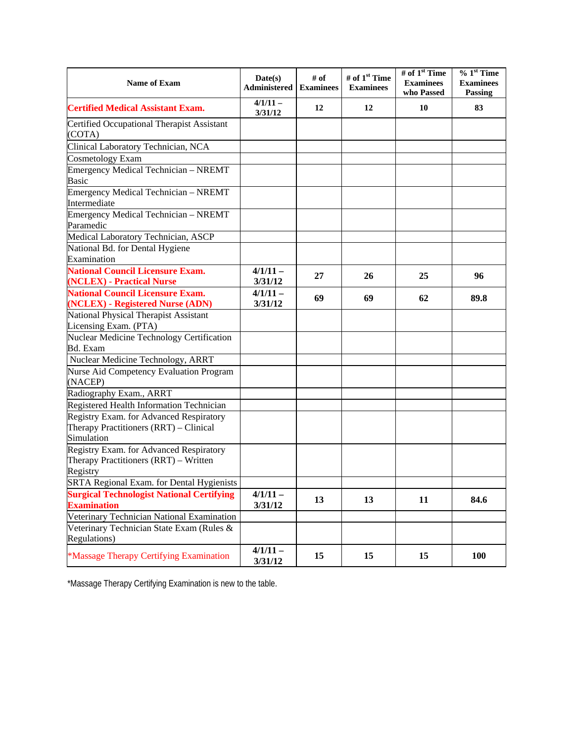| Name of Exam | Date(s) Administered | # of Examinees | # of 1st Time Examinees | # of 1st Time Examinees who Passed | % 1st Time Examinees Passing |
|---|---|---|---|---|---|
| **Certified Medical Assistant Exam.** | **4/1/11 – 3/31/12** | **12** | **12** | **10** | **83** |
| Certified Occupational Therapist Assistant (COTA) | | | | | |
| Clinical Laboratory Technician, NCA | | | | | |
| Cosmetology Exam | | | | | |
| Emergency Medical Technician – NREMT Basic | | | | | |
| Emergency Medical Technician – NREMT Intermediate | | | | | |
| Emergency Medical Technician – NREMT Paramedic | | | | | |
| Medical Laboratory Technician, ASCP | | | | | |
| National Bd. for Dental Hygiene Examination | | | | | |
| **National Council Licensure Exam. (NCLEX) - Practical Nurse** | **4/1/11 – 3/31/12** | **27** | **26** | **25** | **96** |
| **National Council Licensure Exam. (NCLEX) - Registered Nurse (ADN)** | **4/1/11 – 3/31/12** | **69** | **69** | **62** | **89.8** |
| National Physical Therapist Assistant Licensing Exam. (PTA) | | | | | |
| Nuclear Medicine Technology Certification Bd. Exam | | | | | |
| Nuclear Medicine Technology, ARRT | | | | | |
| Nurse Aid Competency Evaluation Program (NACEP) | | | | | |
| Radiography Exam., ARRT | | | | | |
| Registered Health Information Technician | | | | | |
| Registry Exam. for Advanced Respiratory Therapy Practitioners (RRT) – Clinical Simulation | | | | | |
| Registry Exam. for Advanced Respiratory Therapy Practitioners (RRT) – Written Registry | | | | | |
| SRTA Regional Exam. for Dental Hygienists | | | | | |
| **Surgical Technologist National Certifying Examination** | **4/1/11 – 3/31/12** | **13** | **13** | **11** | **84.6** |
| Veterinary Technician National Examination | | | | | |
| Veterinary Technician State Exam (Rules & Regulations) | | | | | |
| *Massage Therapy Certifying Examination | **4/1/11 – 3/31/12** | **15** | **15** | **15** | **100** |

*Massage Therapy Certifying Examination is new to the table.